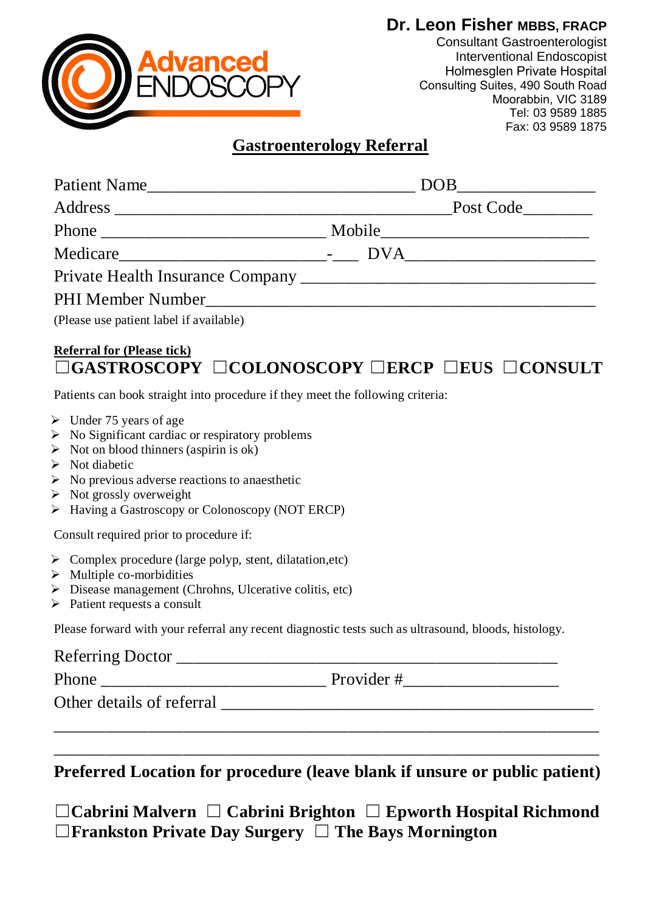Advanced ENDOSCOPY

**Dr. Leon Fisher MBBS, FRACP**
Consultant Gastroenterologist
Interventional Endoscopist
Holmesglen Private Hospital
Consulting Suites, 490 South Road
Moorabbin, VIC 3189
Tel: 03 9589 1885
Fax: 03 9589 1875

# Gastroenterology Referral

Patient Name_______________________________ DOB________________

Address _______________________________________Post Code________

Phone _________________________ Mobile________________________

Medicare________________________-___ DVA______________________

Private Health Insurance Company __________________________________

PHI Member Number______________________________________________

(Please use patient label if available)

**Referral for (Please tick)**

**☐GASTROSCOPY ☐COLONOSCOPY ☐ERCP ☐EUS ☐CONSULT**

Patients can book straight into procedure if they meet the following criteria:

- Under 75 years of age
- No Significant cardiac or respiratory problems
- Not on blood thinners (aspirin is ok)
- Not diabetic
- No previous adverse reactions to anaesthetic
- Not grossly overweight
- Having a Gastroscopy or Colonoscopy (NOT ERCP)

Consult required prior to procedure if:

- Complex procedure (large polyp, stent, dilatation,etc)
- Multiple co-morbidities
- Disease management (Chrohns, Ulcerative colitis, etc)
- Patient requests a consult

Please forward with your referral any recent diagnostic tests such as ultrasound, bloods, histology.

Referring Doctor ____________________________________________

Phone _________________________ Provider #__________________

Other details of referral ______________________________________________

_______________________________________________________________

_______________________________________________________________

**Preferred Location for procedure (leave blank if unsure or public patient)**

**☐Cabrini Malvern ☐ Cabrini Brighton ☐ Epworth Hospital Richmond**
**☐Frankston Private Day Surgery ☐ The Bays Mornington**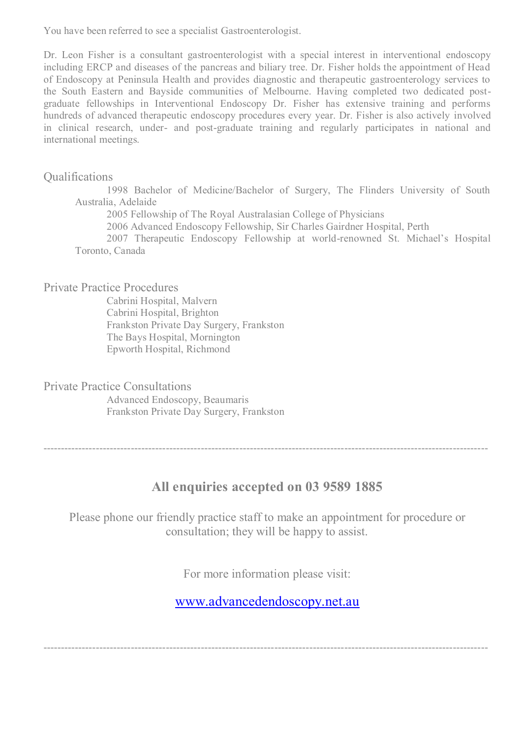You have been referred to see a specialist Gastroenterologist.

Dr. Leon Fisher is a consultant gastroenterologist with a special interest in interventional endoscopy including ERCP and diseases of the pancreas and biliary tree. Dr. Fisher holds the appointment of Head of Endoscopy at Peninsula Health and provides diagnostic and therapeutic gastroenterology services to the South Eastern and Bayside communities of Melbourne. Having completed two dedicated post-graduate fellowships in Interventional Endoscopy Dr. Fisher has extensive training and performs hundreds of advanced therapeutic endoscopy procedures every year. Dr. Fisher is also actively involved in clinical research, under- and post-graduate training and regularly participates in national and international meetings.

## Qualifications

- 1998 Bachelor of Medicine/Bachelor of Surgery, The Flinders University of South Australia, Adelaide
- 2005 Fellowship of The Royal Australasian College of Physicians
- 2006 Advanced Endoscopy Fellowship, Sir Charles Gairdner Hospital, Perth
- 2007 Therapeutic Endoscopy Fellowship at world-renowned St. Michael's Hospital Toronto, Canada

## Private Practice Procedures

- Cabrini Hospital, Malvern
- Cabrini Hospital, Brighton
- Frankston Private Day Surgery, Frankston
- The Bays Hospital, Mornington
- Epworth Hospital, Richmond

## Private Practice Consultations

- Advanced Endoscopy, Beaumaris
- Frankston Private Day Surgery, Frankston

---

**All enquiries accepted on 03 9589 1885**

Please phone our friendly practice staff to make an appointment for procedure or consultation; they will be happy to assist.

For more information please visit:

www.advancedendoscopy.net.au

---